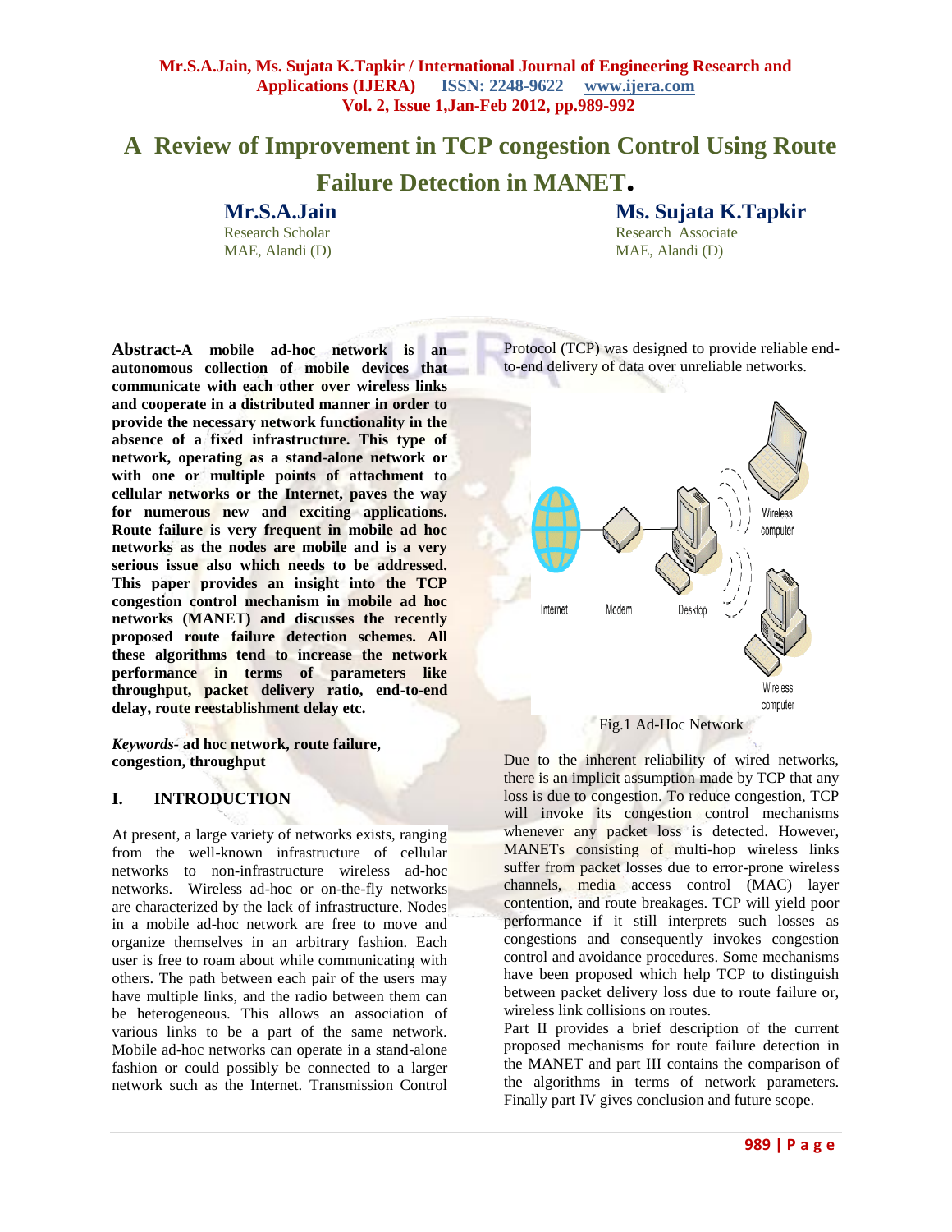# A Review of Improvement in TCP congestion Control Using Route Failure Detection in MANET.

**Mr.S.A.Jain**
Research Scholar
MAE, Alandi (D)

**Ms. Sujata K.Tapkir**
Research Associate
MAE, Alandi (D)

**Abstract-A mobile ad-hoc network is an autonomous collection of mobile devices that communicate with each other over wireless links and cooperate in a distributed manner in order to provide the necessary network functionality in the absence of a fixed infrastructure. This type of network, operating as a stand-alone network or with one or multiple points of attachment to cellular networks or the Internet, paves the way for numerous new and exciting applications. Route failure is very frequent in mobile ad hoc networks as the nodes are mobile and is a very serious issue also which needs to be addressed. This paper provides an insight into the TCP congestion control mechanism in mobile ad hoc networks (MANET) and discusses the recently proposed route failure detection schemes. All these algorithms tend to increase the network performance in terms of parameters like throughput, packet delivery ratio, end-to-end delay, route reestablishment delay etc.**

***Keywords-* ad hoc network, route failure, congestion, throughput**

## I. INTRODUCTION

At present, a large variety of networks exists, ranging from the well-known infrastructure of cellular networks to non-infrastructure wireless ad-hoc networks. Wireless ad-hoc or on-the-fly networks are characterized by the lack of infrastructure. Nodes in a mobile ad-hoc network are free to move and organize themselves in an arbitrary fashion. Each user is free to roam about while communicating with others. The path between each pair of the users may have multiple links, and the radio between them can be heterogeneous. This allows an association of various links to be a part of the same network. Mobile ad-hoc networks can operate in a stand-alone fashion or could possibly be connected to a larger network such as the Internet. Transmission Control Protocol (TCP) was designed to provide reliable end-to-end delivery of data over unreliable networks.

Fig.1 Ad-Hoc Network

Due to the inherent reliability of wired networks, there is an implicit assumption made by TCP that any loss is due to congestion. To reduce congestion, TCP will invoke its congestion control mechanisms whenever any packet loss is detected. However, MANETs consisting of multi-hop wireless links suffer from packet losses due to error-prone wireless channels, media access control (MAC) layer contention, and route breakages. TCP will yield poor performance if it still interprets such losses as congestions and consequently invokes congestion control and avoidance procedures. Some mechanisms have been proposed which help TCP to distinguish between packet delivery loss due to route failure or, wireless link collisions on routes.

Part II provides a brief description of the current proposed mechanisms for route failure detection in the MANET and part III contains the comparison of the algorithms in terms of network parameters. Finally part IV gives conclusion and future scope.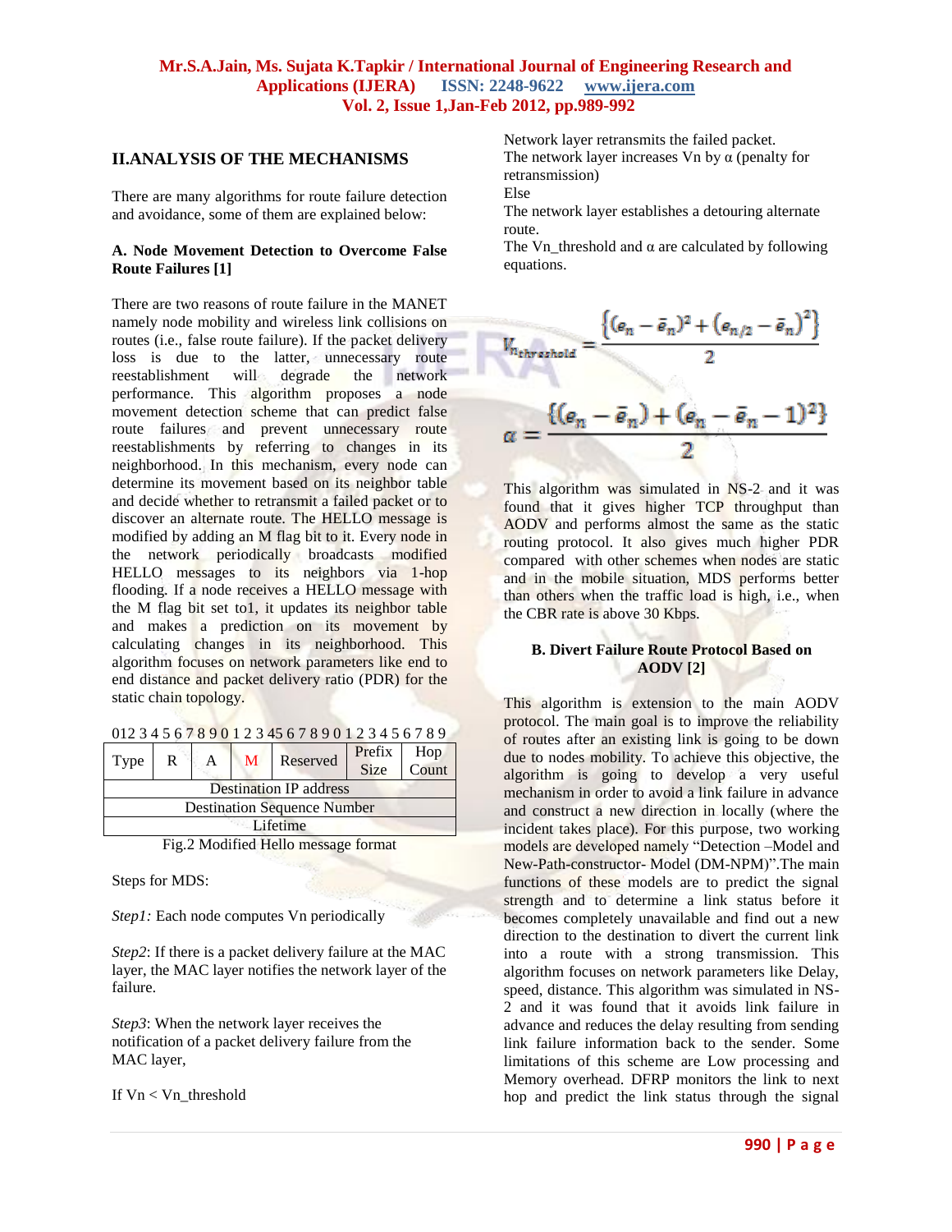## II.ANALYSIS OF THE MECHANISMS

There are many algorithms for route failure detection and avoidance, some of them are explained below:

### A. Node Movement Detection to Overcome False Route Failures [1]

There are two reasons of route failure in the MANET namely node mobility and wireless link collisions on routes (i.e., false route failure). If the packet delivery loss is due to the latter, unnecessary route reestablishment will degrade the network performance. This algorithm proposes a node movement detection scheme that can predict false route failures and prevent unnecessary route reestablishments by referring to changes in its neighborhood. In this mechanism, every node can determine its movement based on its neighbor table and decide whether to retransmit a failed packet or to discover an alternate route. The HELLO message is modified by adding an M flag bit to it. Every node in the network periodically broadcasts modified HELLO messages to its neighbors via 1-hop flooding. If a node receives a HELLO message with the M flag bit set to1, it updates its neighbor table and makes a prediction on its movement by calculating changes in its neighborhood. This algorithm focuses on network parameters like end to end distance and packet delivery ratio (PDR) for the static chain topology.

012 3 4 5 6 7 8 9 0 1 2 3 45 6 7 8 9 0 1 2 3 4 5 6 7 8 9

| Type | R | A | M | Reserved | Prefix Size | Hop Count |
|---|---|---|---|---|---|---|
| Destination IP address | | | | | | |
| Destination Sequence Number | | | | | | |
| Lifetime | | | | | | |

Fig.2 Modified Hello message format

Steps for MDS:

*Step1:* Each node computes Vn periodically

*Step2*: If there is a packet delivery failure at the MAC layer, the MAC layer notifies the network layer of the failure.

*Step3*: When the network layer receives the notification of a packet delivery failure from the MAC layer,

If Vn < Vn_threshold

Network layer retransmits the failed packet.

The network layer increases Vn by α (penalty for retransmission)

Else

The network layer establishes a detouring alternate route.

The Vn_threshold and α are calculated by following equations.

$$V_{n_{threshold}} = \frac{\{(e_n - \bar{e}_n)^2 + (e_{n/2} - \bar{e}_n)^2\}}{2}$$

$$\alpha = \frac{\{(e_n - \bar{e}_n) + (e_n - \bar{e}_n - 1)^2\}}{2}$$

This algorithm was simulated in NS-2 and it was found that it gives higher TCP throughput than AODV and performs almost the same as the static routing protocol. It also gives much higher PDR compared with other schemes when nodes are static and in the mobile situation, MDS performs better than others when the traffic load is high, i.e., when the CBR rate is above 30 Kbps.

### B. Divert Failure Route Protocol Based on AODV [2]

This algorithm is extension to the main AODV protocol. The main goal is to improve the reliability of routes after an existing link is going to be down due to nodes mobility. To achieve this objective, the algorithm is going to develop a very useful mechanism in order to avoid a link failure in advance and construct a new direction in locally (where the incident takes place). For this purpose, two working models are developed namely "Detection –Model and New-Path-constructor- Model (DM-NPM)".The main functions of these models are to predict the signal strength and to determine a link status before it becomes completely unavailable and find out a new direction to the destination to divert the current link into a route with a strong transmission. This algorithm focuses on network parameters like Delay, speed, distance. This algorithm was simulated in NS-2 and it was found that it avoids link failure in advance and reduces the delay resulting from sending link failure information back to the sender. Some limitations of this scheme are Low processing and Memory overhead. DFRP monitors the link to next hop and predict the link status through the signal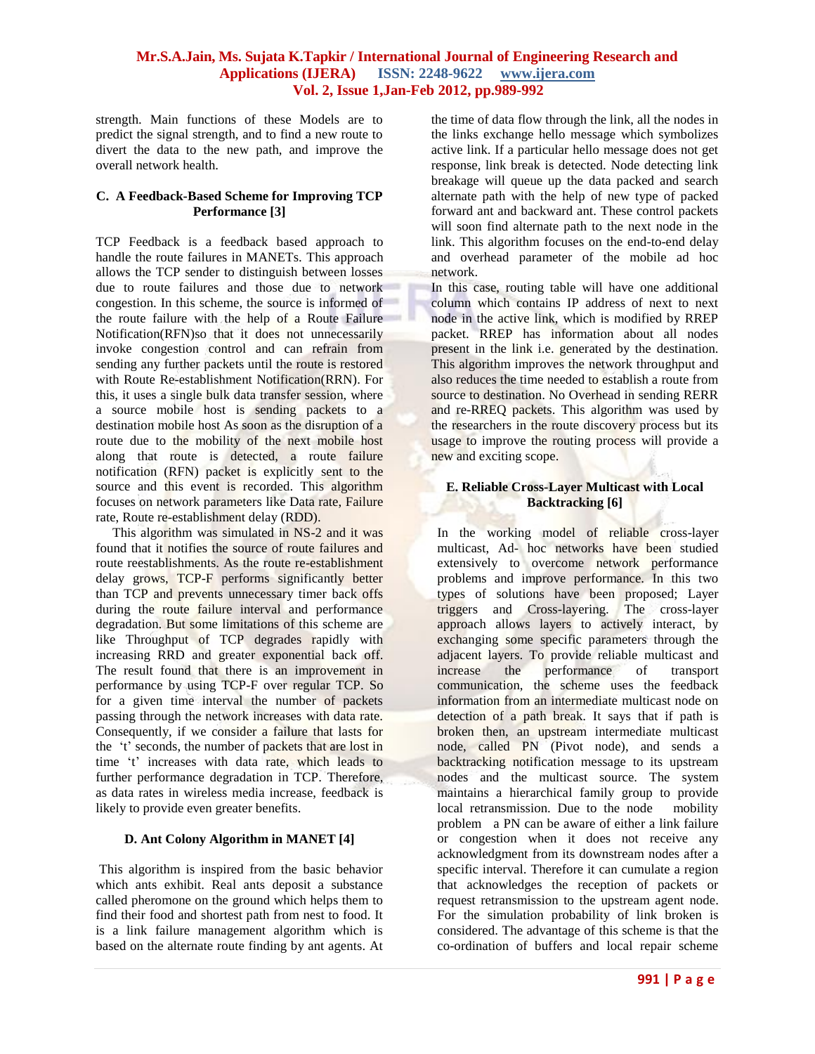strength. Main functions of these Models are to predict the signal strength, and to find a new route to divert the data to the new path, and improve the overall network health.

### C. A Feedback-Based Scheme for Improving TCP Performance [3]

TCP Feedback is a feedback based approach to handle the route failures in MANETs. This approach allows the TCP sender to distinguish between losses due to route failures and those due to network congestion. In this scheme, the source is informed of the route failure with the help of a Route Failure Notification(RFN)so that it does not unnecessarily invoke congestion control and can refrain from sending any further packets until the route is restored with Route Re-establishment Notification(RRN). For this, it uses a single bulk data transfer session, where a source mobile host is sending packets to a destination mobile host As soon as the disruption of a route due to the mobility of the next mobile host along that route is detected, a route failure notification (RFN) packet is explicitly sent to the source and this event is recorded. This algorithm focuses on network parameters like Data rate, Failure rate, Route re-establishment delay (RDD).

This algorithm was simulated in NS-2 and it was found that it notifies the source of route failures and route reestablishments. As the route re-establishment delay grows, TCP-F performs significantly better than TCP and prevents unnecessary timer back offs during the route failure interval and performance degradation. But some limitations of this scheme are like Throughput of TCP degrades rapidly with increasing RRD and greater exponential back off. The result found that there is an improvement in performance by using TCP-F over regular TCP. So for a given time interval the number of packets passing through the network increases with data rate. Consequently, if we consider a failure that lasts for the 't' seconds, the number of packets that are lost in time 't' increases with data rate, which leads to further performance degradation in TCP. Therefore, as data rates in wireless media increase, feedback is likely to provide even greater benefits.

### D. Ant Colony Algorithm in MANET [4]

This algorithm is inspired from the basic behavior which ants exhibit. Real ants deposit a substance called pheromone on the ground which helps them to find their food and shortest path from nest to food. It is a link failure management algorithm which is based on the alternate route finding by ant agents. At the time of data flow through the link, all the nodes in the links exchange hello message which symbolizes active link. If a particular hello message does not get response, link break is detected. Node detecting link breakage will queue up the data packed and search alternate path with the help of new type of packed forward ant and backward ant. These control packets will soon find alternate path to the next node in the link. This algorithm focuses on the end-to-end delay and overhead parameter of the mobile ad hoc network.

In this case, routing table will have one additional column which contains IP address of next to next node in the active link, which is modified by RREP packet. RREP has information about all nodes present in the link i.e. generated by the destination. This algorithm improves the network throughput and also reduces the time needed to establish a route from source to destination. No Overhead in sending RERR and re-RREQ packets. This algorithm was used by the researchers in the route discovery process but its usage to improve the routing process will provide a new and exciting scope.

### E. Reliable Cross-Layer Multicast with Local Backtracking [6]

In the working model of reliable cross-layer multicast, Ad- hoc networks have been studied extensively to overcome network performance problems and improve performance. In this two types of solutions have been proposed; Layer triggers and Cross-layering. The cross-layer approach allows layers to actively interact, by exchanging some specific parameters through the adjacent layers. To provide reliable multicast and increase the performance of transport communication, the scheme uses the feedback information from an intermediate multicast node on detection of a path break. It says that if path is broken then, an upstream intermediate multicast node, called PN (Pivot node), and sends a backtracking notification message to its upstream nodes and the multicast source. The system maintains a hierarchical family group to provide local retransmission. Due to the node mobility problem a PN can be aware of either a link failure or congestion when it does not receive any acknowledgment from its downstream nodes after a specific interval. Therefore it can cumulate a region that acknowledges the reception of packets or request retransmission to the upstream agent node. For the simulation probability of link broken is considered. The advantage of this scheme is that the co-ordination of buffers and local repair scheme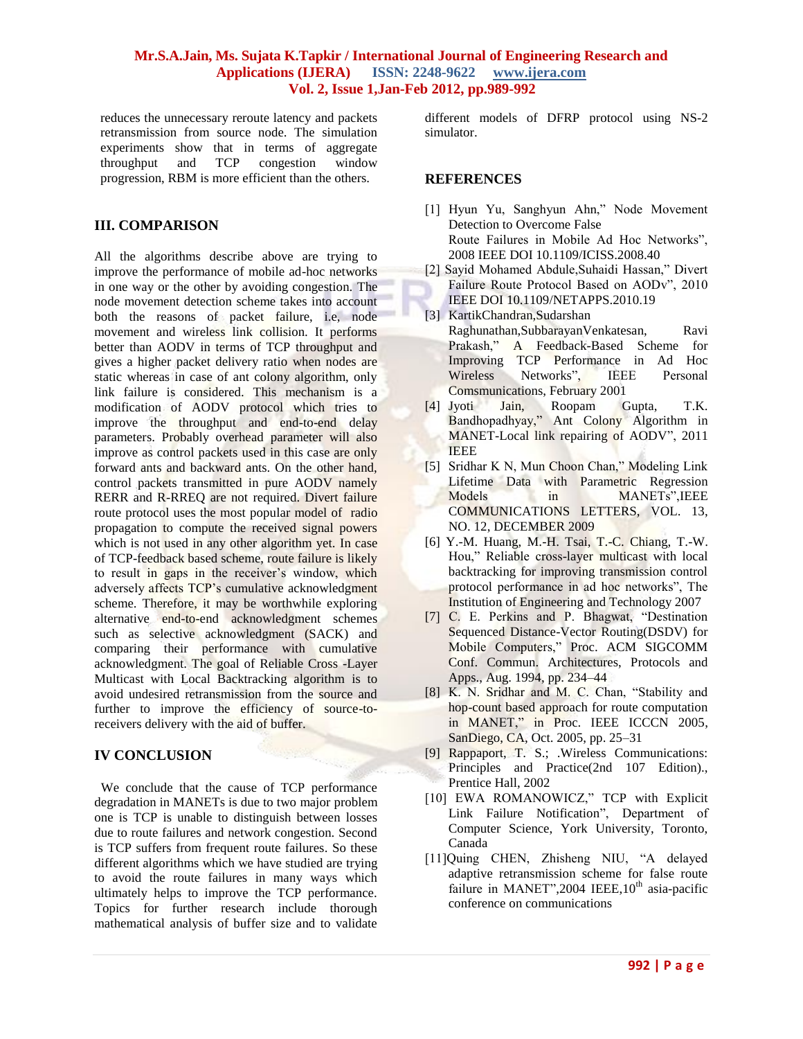reduces the unnecessary reroute latency and packets retransmission from source node. The simulation experiments show that in terms of aggregate throughput and TCP congestion window progression, RBM is more efficient than the others.

## III. COMPARISON

All the algorithms describe above are trying to improve the performance of mobile ad-hoc networks in one way or the other by avoiding congestion. The node movement detection scheme takes into account both the reasons of packet failure, i.e, node movement and wireless link collision. It performs better than AODV in terms of TCP throughput and gives a higher packet delivery ratio when nodes are static whereas in case of ant colony algorithm, only link failure is considered. This mechanism is a modification of AODV protocol which tries to improve the throughput and end-to-end delay parameters. Probably overhead parameter will also improve as control packets used in this case are only forward ants and backward ants. On the other hand, control packets transmitted in pure AODV namely RERR and R-RREQ are not required. Divert failure route protocol uses the most popular model of radio propagation to compute the received signal powers which is not used in any other algorithm yet. In case of TCP-feedback based scheme, route failure is likely to result in gaps in the receiver's window, which adversely affects TCP's cumulative acknowledgment scheme. Therefore, it may be worthwhile exploring alternative end-to-end acknowledgment schemes such as selective acknowledgment (SACK) and comparing their performance with cumulative acknowledgment. The goal of Reliable Cross -Layer Multicast with Local Backtracking algorithm is to avoid undesired retransmission from the source and further to improve the efficiency of source-to-receivers delivery with the aid of buffer.

## IV CONCLUSION

We conclude that the cause of TCP performance degradation in MANETs is due to two major problem one is TCP is unable to distinguish between losses due to route failures and network congestion. Second is TCP suffers from frequent route failures. So these different algorithms which we have studied are trying to avoid the route failures in many ways which ultimately helps to improve the TCP performance. Topics for further research include thorough mathematical analysis of buffer size and to validate different models of DFRP protocol using NS-2 simulator.

## REFERENCES

[1] Hyun Yu, Sanghyun Ahn," Node Movement Detection to Overcome False Route Failures in Mobile Ad Hoc Networks", 2008 IEEE DOI 10.1109/ICISS.2008.40

[2] Sayid Mohamed Abdule,Suhaidi Hassan," Divert Failure Route Protocol Based on AODv", 2010 IEEE DOI 10.1109/NETAPPS.2010.19

[3] KartikChandran,Sudarshan Raghunathan,SubbarayanVenkatesan, Ravi Prakash," A Feedback-Based Scheme for Improving TCP Performance in Ad Hoc Wireless Networks", IEEE Personal Comsmunications, February 2001

[4] Jyoti Jain, Roopam Gupta, T.K. Bandhopadhyay," Ant Colony Algorithm in MANET-Local link repairing of AODV", 2011 IEEE

[5] Sridhar K N, Mun Choon Chan," Modeling Link Lifetime Data with Parametric Regression Models in MANETs",IEEE COMMUNICATIONS LETTERS, VOL. 13, NO. 12, DECEMBER 2009

[6] Y.-M. Huang, M.-H. Tsai, T.-C. Chiang, T.-W. Hou," Reliable cross-layer multicast with local backtracking for improving transmission control protocol performance in ad hoc networks", The Institution of Engineering and Technology 2007

[7] C. E. Perkins and P. Bhagwat, "Destination Sequenced Distance-Vector Routing(DSDV) for Mobile Computers," Proc. ACM SIGCOMM Conf. Commun. Architectures, Protocols and Apps., Aug. 1994, pp. 234–44

[8] K. N. Sridhar and M. C. Chan, "Stability and hop-count based approach for route computation in MANET," in Proc. IEEE ICCCN 2005, SanDiego, CA, Oct. 2005, pp. 25–31

[9] Rappaport, T. S.; .Wireless Communications: Principles and Practice(2nd 107 Edition)., Prentice Hall, 2002

[10] EWA ROMANOWICZ," TCP with Explicit Link Failure Notification", Department of Computer Science, York University, Toronto, Canada

[11]Quing CHEN, Zhisheng NIU, "A delayed adaptive retransmission scheme for false route failure in MANET",2004 IEEE,10th asia-pacific conference on communications